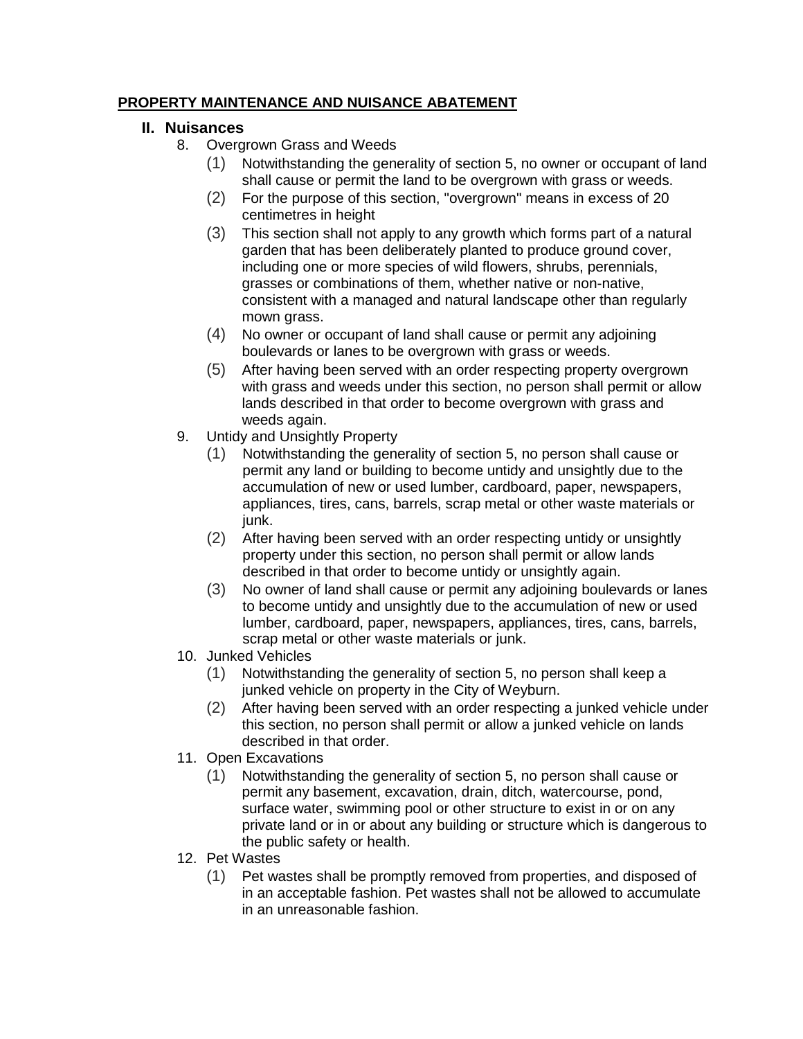**PROPERTY MAINTENANCE AND NUISANCE ABATEMENT**

## II. Nuisances

8. Overgrown Grass and Weeds
   - (1) Notwithstanding the generality of section 5, no owner or occupant of land shall cause or permit the land to be overgrown with grass or weeds.
   - (2) For the purpose of this section, "overgrown" means in excess of 20 centimetres in height
   - (3) This section shall not apply to any growth which forms part of a natural garden that has been deliberately planted to produce ground cover, including one or more species of wild flowers, shrubs, perennials, grasses or combinations of them, whether native or non-native, consistent with a managed and natural landscape other than regularly mown grass.
   - (4) No owner or occupant of land shall cause or permit any adjoining boulevards or lanes to be overgrown with grass or weeds.
   - (5) After having been served with an order respecting property overgrown with grass and weeds under this section, no person shall permit or allow lands described in that order to become overgrown with grass and weeds again.
9. Untidy and Unsightly Property
   - (1) Notwithstanding the generality of section 5, no person shall cause or permit any land or building to become untidy and unsightly due to the accumulation of new or used lumber, cardboard, paper, newspapers, appliances, tires, cans, barrels, scrap metal or other waste materials or junk.
   - (2) After having been served with an order respecting untidy or unsightly property under this section, no person shall permit or allow lands described in that order to become untidy or unsightly again.
   - (3) No owner of land shall cause or permit any adjoining boulevards or lanes to become untidy and unsightly due to the accumulation of new or used lumber, cardboard, paper, newspapers, appliances, tires, cans, barrels, scrap metal or other waste materials or junk.
10. Junked Vehicles
    - (1) Notwithstanding the generality of section 5, no person shall keep a junked vehicle on property in the City of Weyburn.
    - (2) After having been served with an order respecting a junked vehicle under this section, no person shall permit or allow a junked vehicle on lands described in that order.
11. Open Excavations
    - (1) Notwithstanding the generality of section 5, no person shall cause or permit any basement, excavation, drain, ditch, watercourse, pond, surface water, swimming pool or other structure to exist in or on any private land or in or about any building or structure which is dangerous to the public safety or health.
12. Pet Wastes
    - (1) Pet wastes shall be promptly removed from properties, and disposed of in an acceptable fashion. Pet wastes shall not be allowed to accumulate in an unreasonable fashion.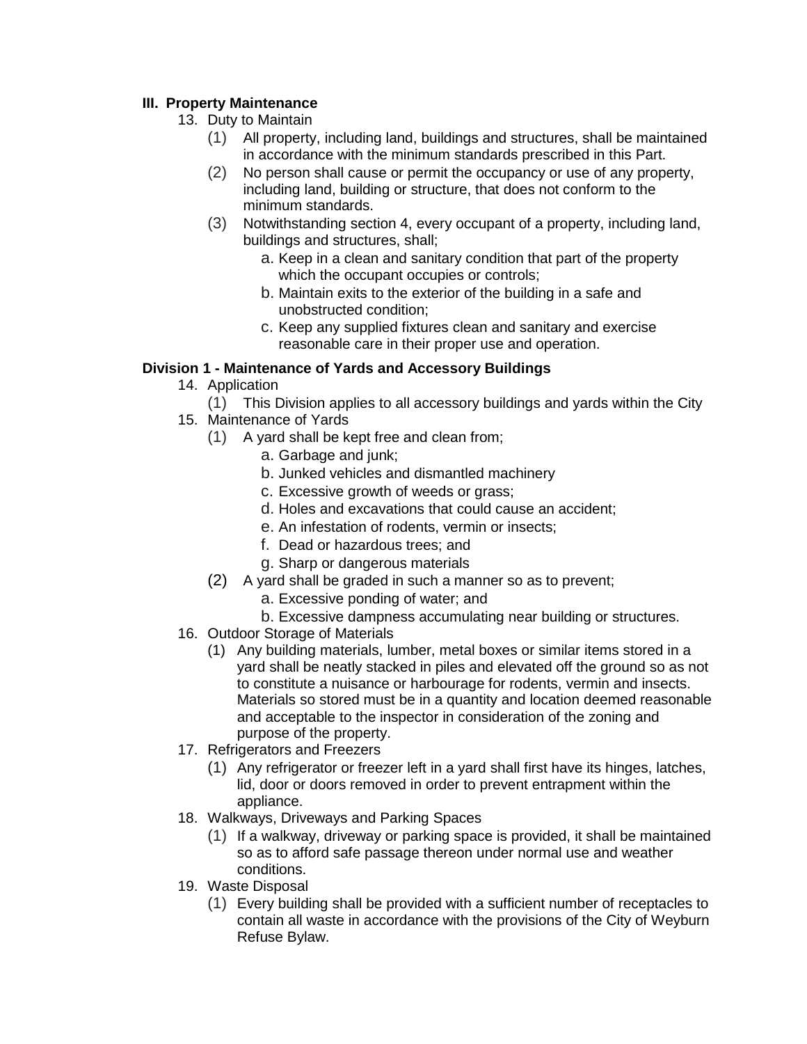## III. Property Maintenance

13. Duty to Maintain
    - (1) All property, including land, buildings and structures, shall be maintained in accordance with the minimum standards prescribed in this Part.
    - (2) No person shall cause or permit the occupancy or use of any property, including land, building or structure, that does not conform to the minimum standards.
    - (3) Notwithstanding section 4, every occupant of a property, including land, buildings and structures, shall;
        - a. Keep in a clean and sanitary condition that part of the property which the occupant occupies or controls;
        - b. Maintain exits to the exterior of the building in a safe and unobstructed condition;
        - c. Keep any supplied fixtures clean and sanitary and exercise reasonable care in their proper use and operation.

### Division 1 - Maintenance of Yards and Accessory Buildings

14. Application
    - (1) This Division applies to all accessory buildings and yards within the City
15. Maintenance of Yards
    - (1) A yard shall be kept free and clean from;
        - a. Garbage and junk;
        - b. Junked vehicles and dismantled machinery
        - c. Excessive growth of weeds or grass;
        - d. Holes and excavations that could cause an accident;
        - e. An infestation of rodents, vermin or insects;
        - f. Dead or hazardous trees; and
        - g. Sharp or dangerous materials
    - (2) A yard shall be graded in such a manner so as to prevent;
        - a. Excessive ponding of water; and
        - b. Excessive dampness accumulating near building or structures.
16. Outdoor Storage of Materials
    - (1) Any building materials, lumber, metal boxes or similar items stored in a yard shall be neatly stacked in piles and elevated off the ground so as not to constitute a nuisance or harbourage for rodents, vermin and insects. Materials so stored must be in a quantity and location deemed reasonable and acceptable to the inspector in consideration of the zoning and purpose of the property.
17. Refrigerators and Freezers
    - (1) Any refrigerator or freezer left in a yard shall first have its hinges, latches, lid, door or doors removed in order to prevent entrapment within the appliance.
18. Walkways, Driveways and Parking Spaces
    - (1) If a walkway, driveway or parking space is provided, it shall be maintained so as to afford safe passage thereon under normal use and weather conditions.
19. Waste Disposal
    - (1) Every building shall be provided with a sufficient number of receptacles to contain all waste in accordance with the provisions of the City of Weyburn Refuse Bylaw.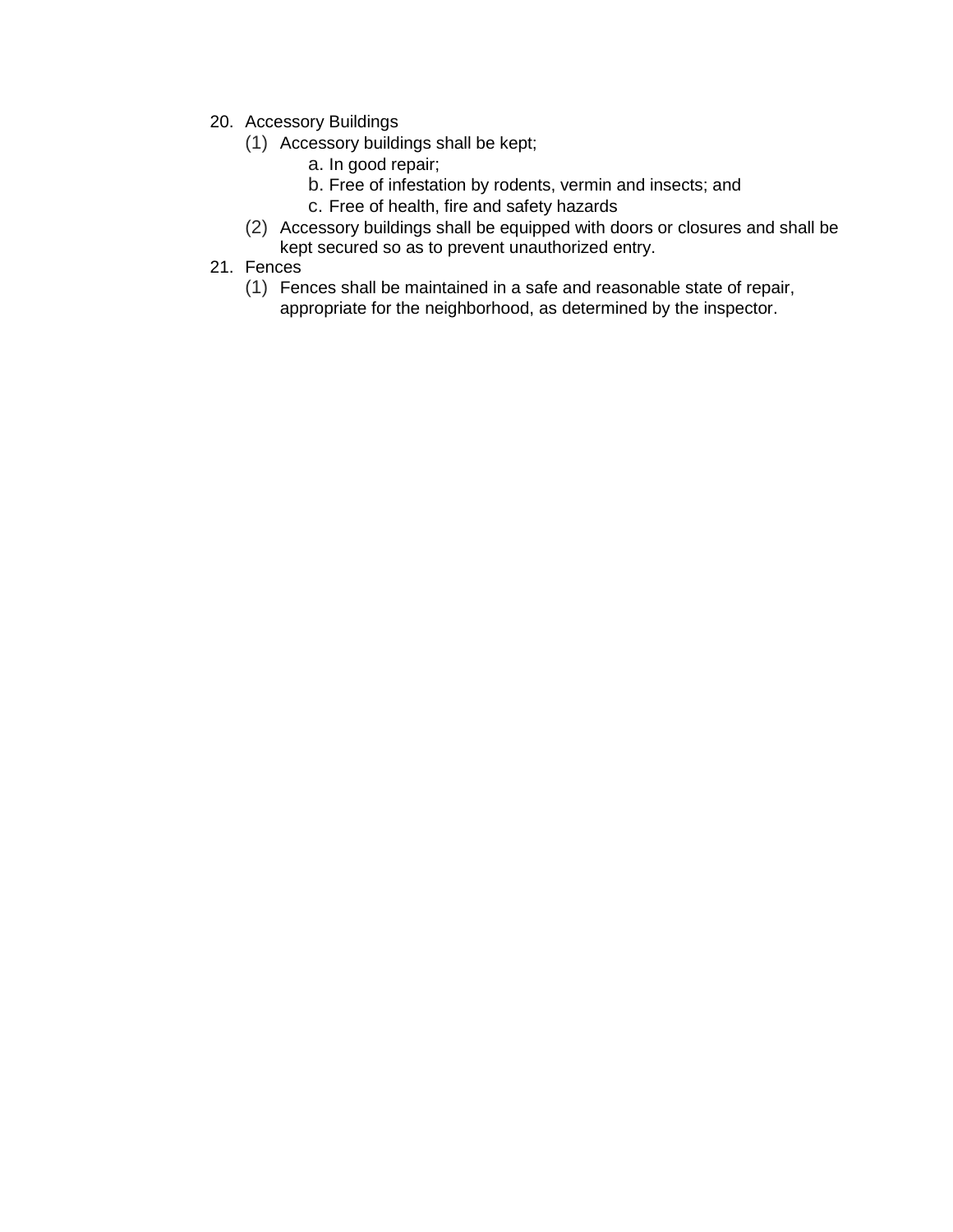20. Accessory Buildings
    (1) Accessory buildings shall be kept;
        a. In good repair;
        b. Free of infestation by rodents, vermin and insects; and
        c. Free of health, fire and safety hazards
    (2) Accessory buildings shall be equipped with doors or closures and shall be kept secured so as to prevent unauthorized entry.
21. Fences
    (1) Fences shall be maintained in a safe and reasonable state of repair, appropriate for the neighborhood, as determined by the inspector.